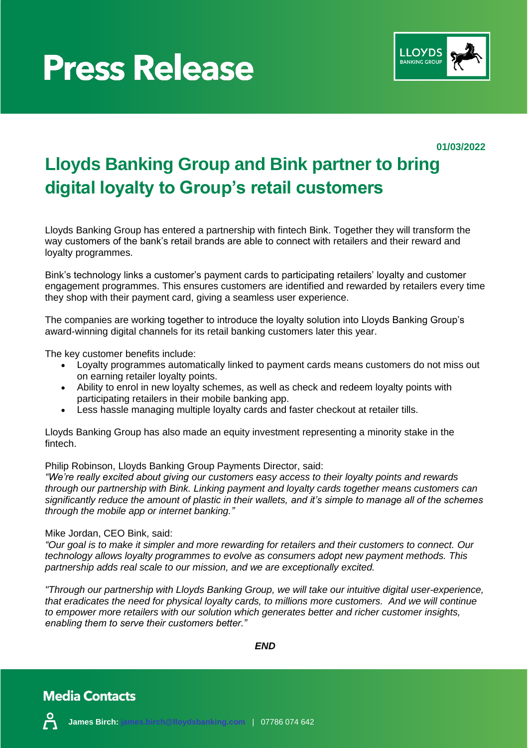# Press Release

01/03/2022

## Lloyds Banking Group and Bink partner to bring digital loyalty to Group's retail customers

Lloyds Banking Group has entered a partnership with fintech Bink. Together they will transform the way customers of the bank's retail brands are able to connect with retailers and their reward and loyalty programmes.

Bink's technology links a customer's payment cards to participating retailers' loyalty and customer engagement programmes. This ensures customers are identified and rewarded by retailers every time they shop with their payment card, giving a seamless user experience.

The companies are working together to introduce the loyalty solution into Lloyds Banking Group's award-winning digital channels for its retail banking customers later this year.

The key customer benefits include:

- Loyalty programmes automatically linked to payment cards means customers do not miss out on earning retailer loyalty points.
- Ability to enrol in new loyalty schemes, as well as check and redeem loyalty points with participating retailers in their mobile banking app.
- Less hassle managing multiple loyalty cards and faster checkout at retailer tills.

Lloyds Banking Group has also made an equity investment representing a minority stake in the fintech.

Philip Robinson, Lloyds Banking Group Payments Director, said:
*"We're really excited about giving our customers easy access to their loyalty points and rewards through our partnership with Bink. Linking payment and loyalty cards together means customers can significantly reduce the amount of plastic in their wallets, and it's simple to manage all of the schemes through the mobile app or internet banking."*

Mike Jordan, CEO Bink, said:
*"Our goal is to make it simpler and more rewarding for retailers and their customers to connect. Our technology allows loyalty programmes to evolve as consumers adopt new payment methods. This partnership adds real scale to our mission, and we are exceptionally excited.*

*"Through our partnership with Lloyds Banking Group, we will take our intuitive digital user-experience, that eradicates the need for physical loyalty cards, to millions more customers. And we will continue to empower more retailers with our solution which generates better and richer customer insights, enabling them to serve their customers better."*

***END***

## Media Contacts

**James Birch:** james.birch@lloydsbanking.com | 07786 074 642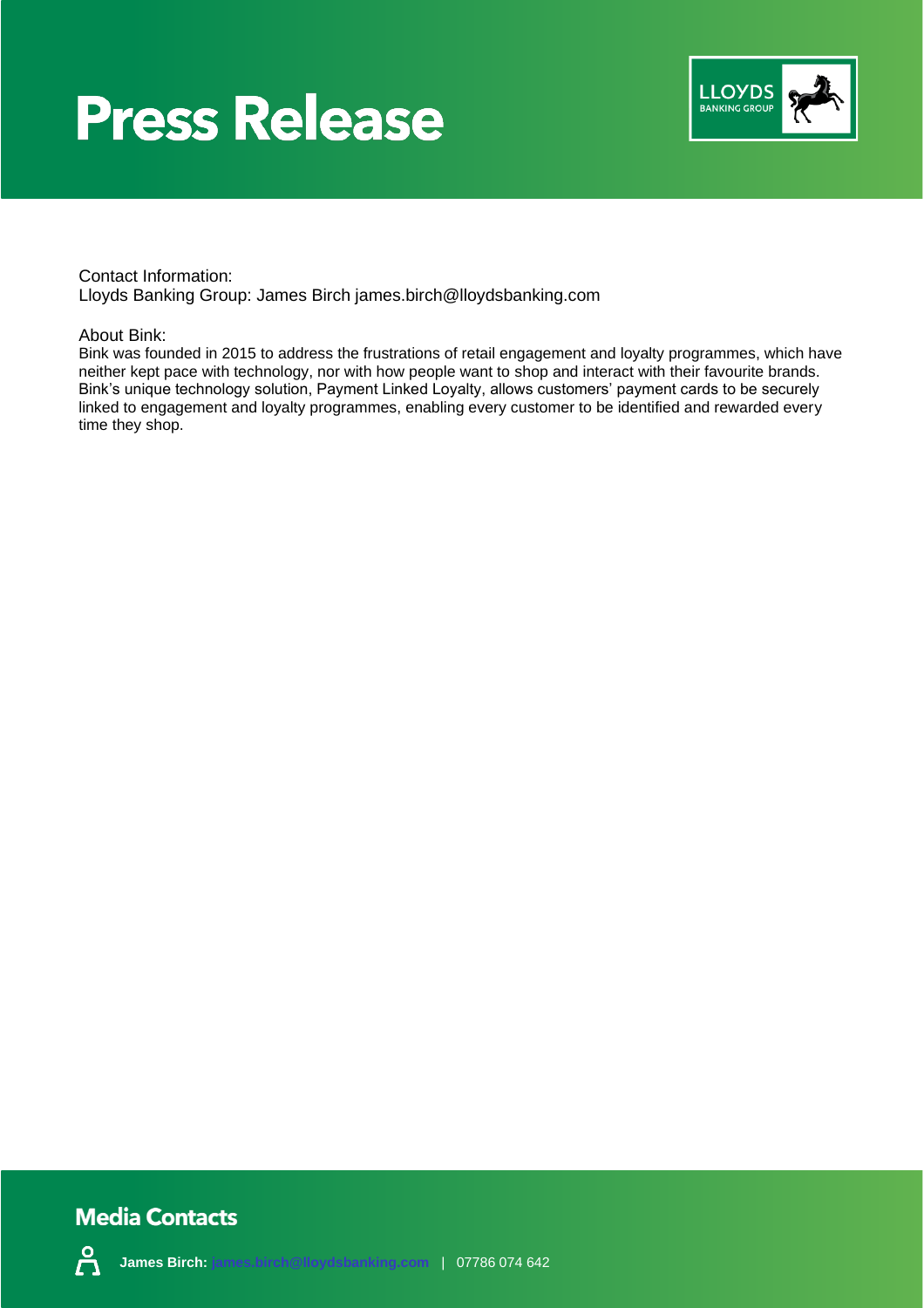# Press Release

Contact Information:
Lloyds Banking Group: James Birch james.birch@lloydsbanking.com

About Bink:
Bink was founded in 2015 to address the frustrations of retail engagement and loyalty programmes, which have neither kept pace with technology, nor with how people want to shop and interact with their favourite brands. Bink's unique technology solution, Payment Linked Loyalty, allows customers' payment cards to be securely linked to engagement and loyalty programmes, enabling every customer to be identified and rewarded every time they shop.

## Media Contacts

**James Birch:** james.birch@lloydsbanking.com | 07786 074 642